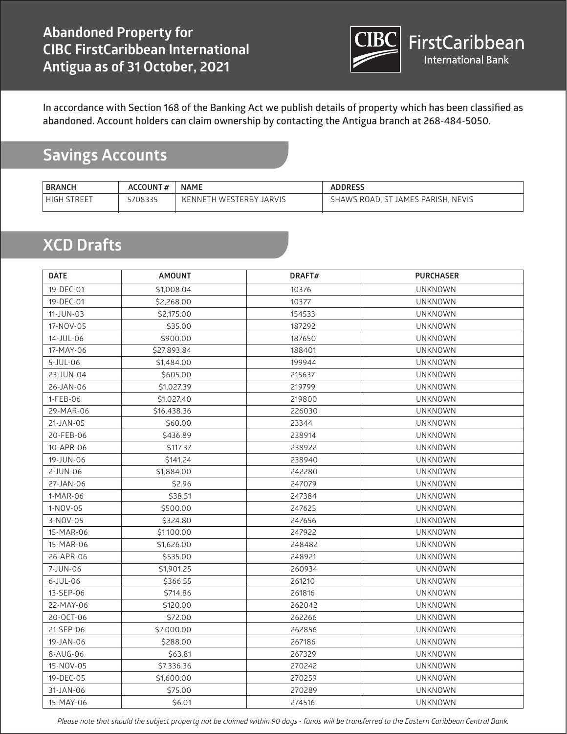# Abandoned Property for CIBC FirstCaribbean International Antigua as of 31 October, 2021

CIBC FirstCaribbean International Bank

In accordance with Section 168 of the Banking Act we publish details of property which has been classified as abandoned. Account holders can claim ownership by contacting the Antigua branch at 268-484-5050.

## Savings Accounts

| BRANCH | ACCOUNT # | NAME | ADDRESS |
|---|---|---|---|
| HIGH STREET | 5708335 | KENNETH WESTERBY JARVIS | SHAWS ROAD, ST JAMES PARISH, NEVIS |

## XCD Drafts

| DATE | AMOUNT | DRAFT# | PURCHASER |
|---|---|---|---|
| 19-DEC-01 | $1,008.04 | 10376 | UNKNOWN |
| 19-DEC-01 | $2,268.00 | 10377 | UNKNOWN |
| 11-JUN-03 | $2,175.00 | 154533 | UNKNOWN |
| 17-NOV-05 | $35.00 | 187292 | UNKNOWN |
| 14-JUL-06 | $900.00 | 187650 | UNKNOWN |
| 17-MAY-06 | $27,893.84 | 188401 | UNKNOWN |
| 5-JUL-06 | $1,484.00 | 199944 | UNKNOWN |
| 23-JUN-04 | $605.00 | 215637 | UNKNOWN |
| 26-JAN-06 | $1,027.39 | 219799 | UNKNOWN |
| 1-FEB-06 | $1,027.40 | 219800 | UNKNOWN |
| 29-MAR-06 | $16,438.36 | 226030 | UNKNOWN |
| 21-JAN-05 | $60.00 | 23344 | UNKNOWN |
| 20-FEB-06 | $436.89 | 238914 | UNKNOWN |
| 10-APR-06 | $117.37 | 238922 | UNKNOWN |
| 19-JUN-06 | $141.24 | 238940 | UNKNOWN |
| 2-JUN-06 | $1,884.00 | 242280 | UNKNOWN |
| 27-JAN-06 | $2.96 | 247079 | UNKNOWN |
| 1-MAR-06 | $38.51 | 247384 | UNKNOWN |
| 1-NOV-05 | $500.00 | 247625 | UNKNOWN |
| 3-NOV-05 | $324.80 | 247656 | UNKNOWN |
| 15-MAR-06 | $1,100.00 | 247922 | UNKNOWN |
| 15-MAR-06 | $1,626.00 | 248482 | UNKNOWN |
| 26-APR-06 | $535.00 | 248921 | UNKNOWN |
| 7-JUN-06 | $1,901.25 | 260934 | UNKNOWN |
| 6-JUL-06 | $366.55 | 261210 | UNKNOWN |
| 13-SEP-06 | $714.86 | 261816 | UNKNOWN |
| 22-MAY-06 | $120.00 | 262042 | UNKNOWN |
| 20-OCT-06 | $72.00 | 262266 | UNKNOWN |
| 21-SEP-06 | $7,000.00 | 262856 | UNKNOWN |
| 19-JAN-06 | $288.00 | 267186 | UNKNOWN |
| 8-AUG-06 | $63.81 | 267329 | UNKNOWN |
| 15-NOV-05 | $7,336.36 | 270242 | UNKNOWN |
| 19-DEC-05 | $1,600.00 | 270259 | UNKNOWN |
| 31-JAN-06 | $75.00 | 270289 | UNKNOWN |
| 15-MAY-06 | $6.01 | 274516 | UNKNOWN |

*Please note that should the subject property not be claimed within 90 days - funds will be transferred to the Eastern Caribbean Central Bank.*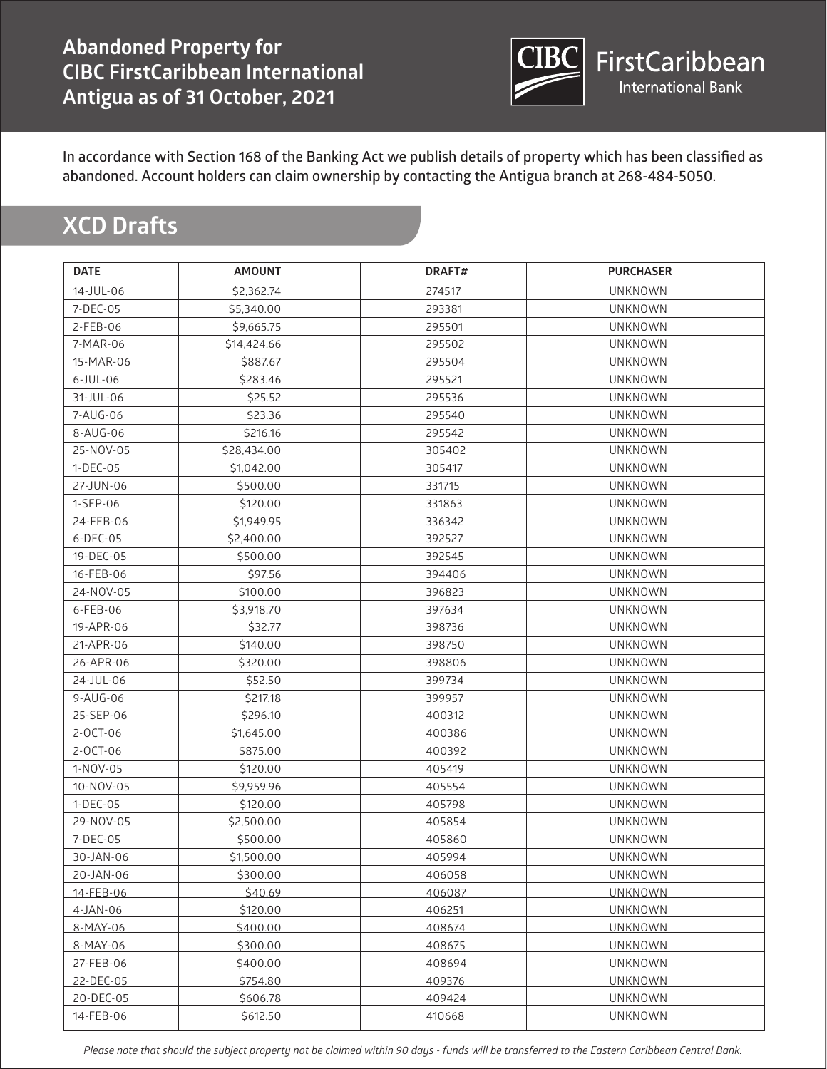# Abandoned Property for CIBC FirstCaribbean International Antigua as of 31 October, 2021

CIBC FirstCaribbean International Bank

In accordance with Section 168 of the Banking Act we publish details of property which has been classified as abandoned. Account holders can claim ownership by contacting the Antigua branch at 268-484-5050.

## XCD Drafts

| DATE | AMOUNT | DRAFT# | PURCHASER |
|---|---|---|---|
| 14-JUL-06 | $2,362.74 | 274517 | UNKNOWN |
| 7-DEC-05 | $5,340.00 | 293381 | UNKNOWN |
| 2-FEB-06 | $9,665.75 | 295501 | UNKNOWN |
| 7-MAR-06 | $14,424.66 | 295502 | UNKNOWN |
| 15-MAR-06 | $887.67 | 295504 | UNKNOWN |
| 6-JUL-06 | $283.46 | 295521 | UNKNOWN |
| 31-JUL-06 | $25.52 | 295536 | UNKNOWN |
| 7-AUG-06 | $23.36 | 295540 | UNKNOWN |
| 8-AUG-06 | $216.16 | 295542 | UNKNOWN |
| 25-NOV-05 | $28,434.00 | 305402 | UNKNOWN |
| 1-DEC-05 | $1,042.00 | 305417 | UNKNOWN |
| 27-JUN-06 | $500.00 | 331715 | UNKNOWN |
| 1-SEP-06 | $120.00 | 331863 | UNKNOWN |
| 24-FEB-06 | $1,949.95 | 336342 | UNKNOWN |
| 6-DEC-05 | $2,400.00 | 392527 | UNKNOWN |
| 19-DEC-05 | $500.00 | 392545 | UNKNOWN |
| 16-FEB-06 | $97.56 | 394406 | UNKNOWN |
| 24-NOV-05 | $100.00 | 396823 | UNKNOWN |
| 6-FEB-06 | $3,918.70 | 397634 | UNKNOWN |
| 19-APR-06 | $32.77 | 398736 | UNKNOWN |
| 21-APR-06 | $140.00 | 398750 | UNKNOWN |
| 26-APR-06 | $320.00 | 398806 | UNKNOWN |
| 24-JUL-06 | $52.50 | 399734 | UNKNOWN |
| 9-AUG-06 | $217.18 | 399957 | UNKNOWN |
| 25-SEP-06 | $296.10 | 400312 | UNKNOWN |
| 2-OCT-06 | $1,645.00 | 400386 | UNKNOWN |
| 2-OCT-06 | $875.00 | 400392 | UNKNOWN |
| 1-NOV-05 | $120.00 | 405419 | UNKNOWN |
| 10-NOV-05 | $9,959.96 | 405554 | UNKNOWN |
| 1-DEC-05 | $120.00 | 405798 | UNKNOWN |
| 29-NOV-05 | $2,500.00 | 405854 | UNKNOWN |
| 7-DEC-05 | $500.00 | 405860 | UNKNOWN |
| 30-JAN-06 | $1,500.00 | 405994 | UNKNOWN |
| 20-JAN-06 | $300.00 | 406058 | UNKNOWN |
| 14-FEB-06 | $40.69 | 406087 | UNKNOWN |
| 4-JAN-06 | $120.00 | 406251 | UNKNOWN |
| 8-MAY-06 | $400.00 | 408674 | UNKNOWN |
| 8-MAY-06 | $300.00 | 408675 | UNKNOWN |
| 27-FEB-06 | $400.00 | 408694 | UNKNOWN |
| 22-DEC-05 | $754.80 | 409376 | UNKNOWN |
| 20-DEC-05 | $606.78 | 409424 | UNKNOWN |
| 14-FEB-06 | $612.50 | 410668 | UNKNOWN |

*Please note that should the subject property not be claimed within 90 days - funds will be transferred to the Eastern Caribbean Central Bank.*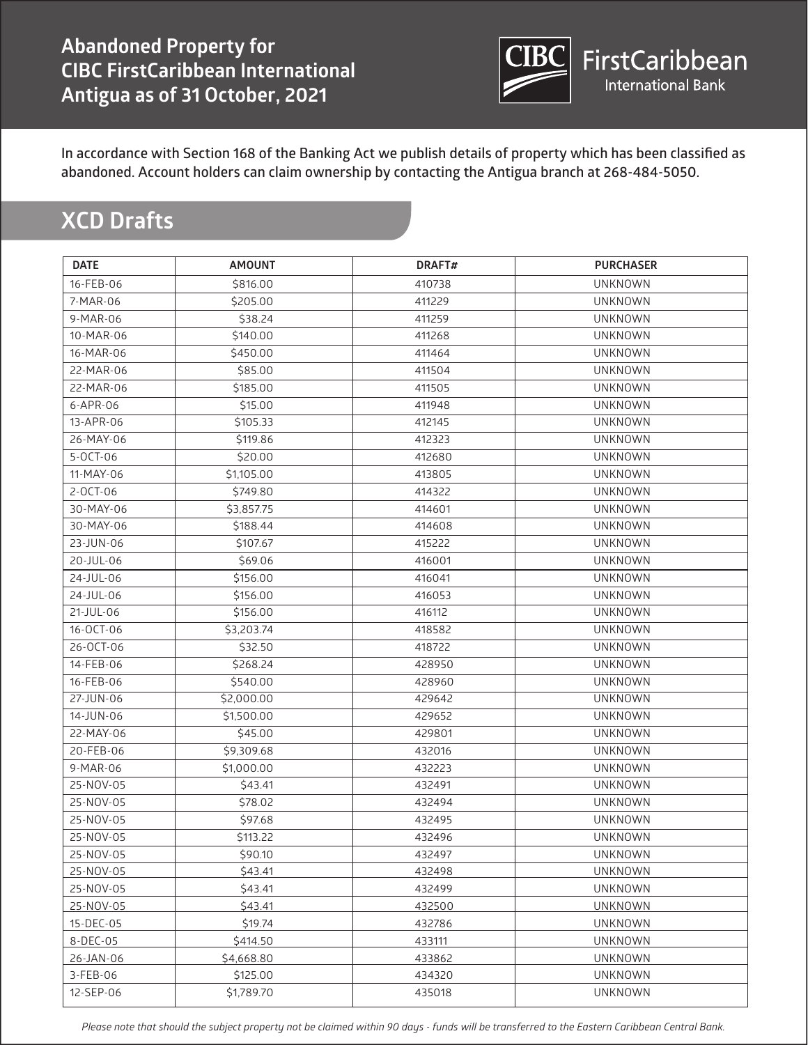# Abandoned Property for CIBC FirstCaribbean International Antigua as of 31 October, 2021

CIBC FirstCaribbean International Bank

In accordance with Section 168 of the Banking Act we publish details of property which has been classified as abandoned. Account holders can claim ownership by contacting the Antigua branch at 268-484-5050.

## XCD Drafts

| DATE | AMOUNT | DRAFT# | PURCHASER |
|---|---|---|---|
| 16-FEB-06 | $816.00 | 410738 | UNKNOWN |
| 7-MAR-06 | $205.00 | 411229 | UNKNOWN |
| 9-MAR-06 | $38.24 | 411259 | UNKNOWN |
| 10-MAR-06 | $140.00 | 411268 | UNKNOWN |
| 16-MAR-06 | $450.00 | 411464 | UNKNOWN |
| 22-MAR-06 | $85.00 | 411504 | UNKNOWN |
| 22-MAR-06 | $185.00 | 411505 | UNKNOWN |
| 6-APR-06 | $15.00 | 411948 | UNKNOWN |
| 13-APR-06 | $105.33 | 412145 | UNKNOWN |
| 26-MAY-06 | $119.86 | 412323 | UNKNOWN |
| 5-OCT-06 | $20.00 | 412680 | UNKNOWN |
| 11-MAY-06 | $1,105.00 | 413805 | UNKNOWN |
| 2-OCT-06 | $749.80 | 414322 | UNKNOWN |
| 30-MAY-06 | $3,857.75 | 414601 | UNKNOWN |
| 30-MAY-06 | $188.44 | 414608 | UNKNOWN |
| 23-JUN-06 | $107.67 | 415222 | UNKNOWN |
| 20-JUL-06 | $69.06 | 416001 | UNKNOWN |
| 24-JUL-06 | $156.00 | 416041 | UNKNOWN |
| 24-JUL-06 | $156.00 | 416053 | UNKNOWN |
| 21-JUL-06 | $156.00 | 416112 | UNKNOWN |
| 16-OCT-06 | $3,203.74 | 418582 | UNKNOWN |
| 26-OCT-06 | $32.50 | 418722 | UNKNOWN |
| 14-FEB-06 | $268.24 | 428950 | UNKNOWN |
| 16-FEB-06 | $540.00 | 428960 | UNKNOWN |
| 27-JUN-06 | $2,000.00 | 429642 | UNKNOWN |
| 14-JUN-06 | $1,500.00 | 429652 | UNKNOWN |
| 22-MAY-06 | $45.00 | 429801 | UNKNOWN |
| 20-FEB-06 | $9,309.68 | 432016 | UNKNOWN |
| 9-MAR-06 | $1,000.00 | 432223 | UNKNOWN |
| 25-NOV-05 | $43.41 | 432491 | UNKNOWN |
| 25-NOV-05 | $78.02 | 432494 | UNKNOWN |
| 25-NOV-05 | $97.68 | 432495 | UNKNOWN |
| 25-NOV-05 | $113.22 | 432496 | UNKNOWN |
| 25-NOV-05 | $90.10 | 432497 | UNKNOWN |
| 25-NOV-05 | $43.41 | 432498 | UNKNOWN |
| 25-NOV-05 | $43.41 | 432499 | UNKNOWN |
| 25-NOV-05 | $43.41 | 432500 | UNKNOWN |
| 15-DEC-05 | $19.74 | 432786 | UNKNOWN |
| 8-DEC-05 | $414.50 | 433111 | UNKNOWN |
| 26-JAN-06 | $4,668.80 | 433862 | UNKNOWN |
| 3-FEB-06 | $125.00 | 434320 | UNKNOWN |
| 12-SEP-06 | $1,789.70 | 435018 | UNKNOWN |

*Please note that should the subject property not be claimed within 90 days - funds will be transferred to the Eastern Caribbean Central Bank.*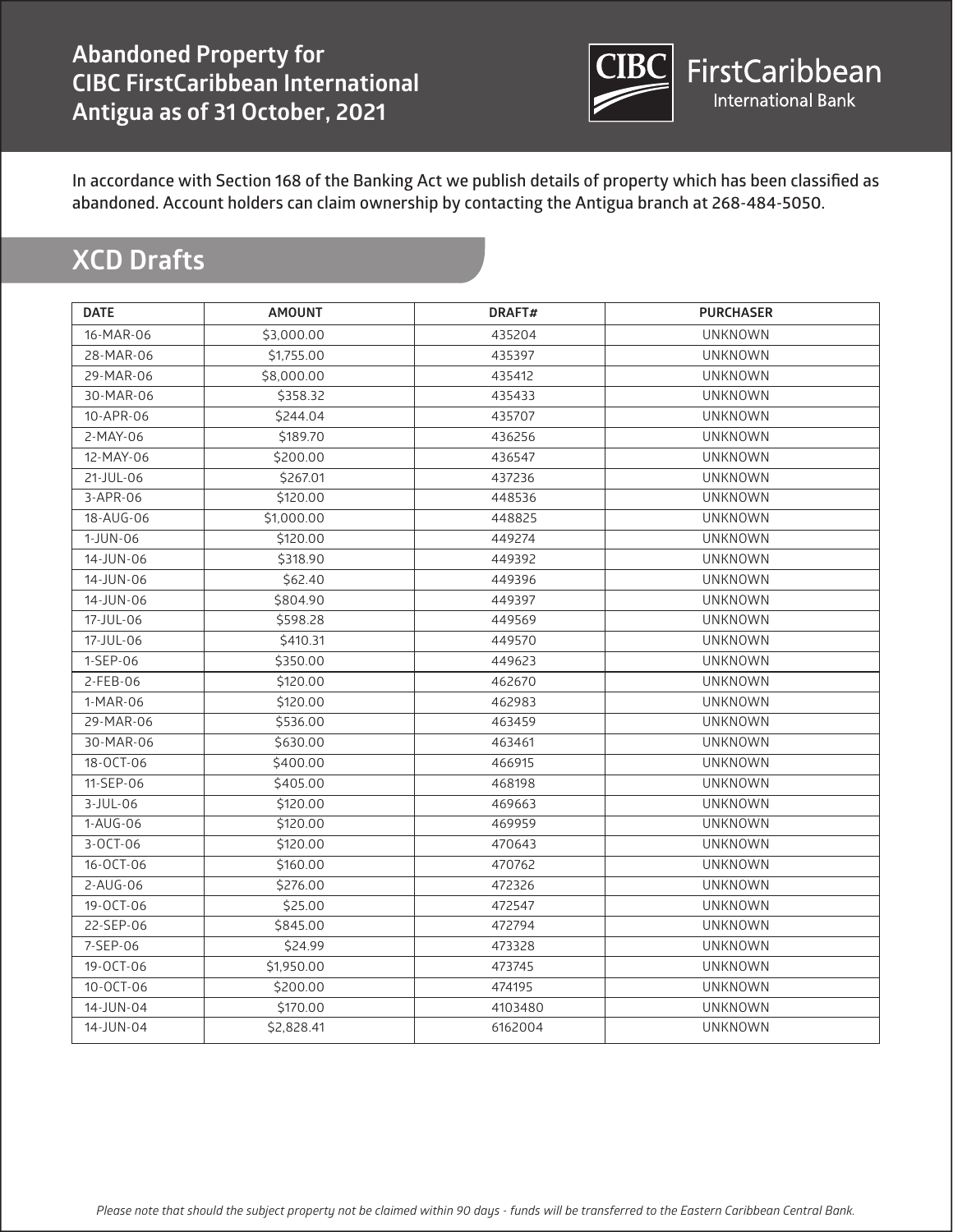# Abandoned Property for CIBC FirstCaribbean International Antigua as of 31 October, 2021

CIBC FirstCaribbean International Bank

In accordance with Section 168 of the Banking Act we publish details of property which has been classified as abandoned. Account holders can claim ownership by contacting the Antigua branch at 268-484-5050.

## XCD Drafts

| DATE | AMOUNT | DRAFT# | PURCHASER |
|---|---|---|---|
| 16-MAR-06 | $3,000.00 | 435204 | UNKNOWN |
| 28-MAR-06 | $1,755.00 | 435397 | UNKNOWN |
| 29-MAR-06 | $8,000.00 | 435412 | UNKNOWN |
| 30-MAR-06 | $358.32 | 435433 | UNKNOWN |
| 10-APR-06 | $244.04 | 435707 | UNKNOWN |
| 2-MAY-06 | $189.70 | 436256 | UNKNOWN |
| 12-MAY-06 | $200.00 | 436547 | UNKNOWN |
| 21-JUL-06 | $267.01 | 437236 | UNKNOWN |
| 3-APR-06 | $120.00 | 448536 | UNKNOWN |
| 18-AUG-06 | $1,000.00 | 448825 | UNKNOWN |
| 1-JUN-06 | $120.00 | 449274 | UNKNOWN |
| 14-JUN-06 | $318.90 | 449392 | UNKNOWN |
| 14-JUN-06 | $62.40 | 449396 | UNKNOWN |
| 14-JUN-06 | $804.90 | 449397 | UNKNOWN |
| 17-JUL-06 | $598.28 | 449569 | UNKNOWN |
| 17-JUL-06 | $410.31 | 449570 | UNKNOWN |
| 1-SEP-06 | $350.00 | 449623 | UNKNOWN |
| 2-FEB-06 | $120.00 | 462670 | UNKNOWN |
| 1-MAR-06 | $120.00 | 462983 | UNKNOWN |
| 29-MAR-06 | $536.00 | 463459 | UNKNOWN |
| 30-MAR-06 | $630.00 | 463461 | UNKNOWN |
| 18-OCT-06 | $400.00 | 466915 | UNKNOWN |
| 11-SEP-06 | $405.00 | 468198 | UNKNOWN |
| 3-JUL-06 | $120.00 | 469663 | UNKNOWN |
| 1-AUG-06 | $120.00 | 469959 | UNKNOWN |
| 3-OCT-06 | $120.00 | 470643 | UNKNOWN |
| 16-OCT-06 | $160.00 | 470762 | UNKNOWN |
| 2-AUG-06 | $276.00 | 472326 | UNKNOWN |
| 19-OCT-06 | $25.00 | 472547 | UNKNOWN |
| 22-SEP-06 | $845.00 | 472794 | UNKNOWN |
| 7-SEP-06 | $24.99 | 473328 | UNKNOWN |
| 19-OCT-06 | $1,950.00 | 473745 | UNKNOWN |
| 10-OCT-06 | $200.00 | 474195 | UNKNOWN |
| 14-JUN-04 | $170.00 | 4103480 | UNKNOWN |
| 14-JUN-04 | $2,828.41 | 6162004 | UNKNOWN |

*Please note that should the subject property not be claimed within 90 days - funds will be transferred to the Eastern Caribbean Central Bank.*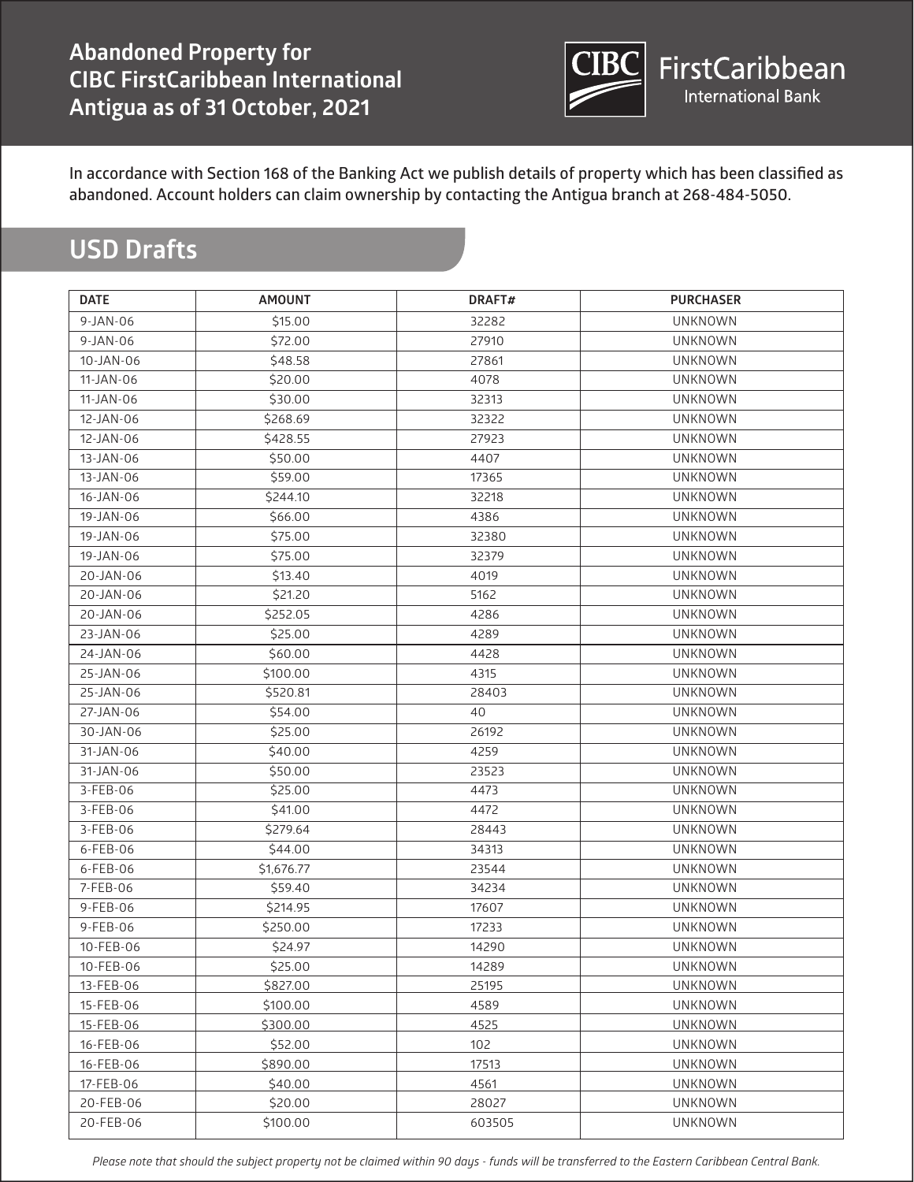# Abandoned Property for CIBC FirstCaribbean International Antigua as of 31 October, 2021

CIBC FirstCaribbean International Bank

In accordance with Section 168 of the Banking Act we publish details of property which has been classified as abandoned. Account holders can claim ownership by contacting the Antigua branch at 268-484-5050.

## USD Drafts

| DATE | AMOUNT | DRAFT# | PURCHASER |
|---|---|---|---|
| 9-JAN-06 | $15.00 | 32282 | UNKNOWN |
| 9-JAN-06 | $72.00 | 27910 | UNKNOWN |
| 10-JAN-06 | $48.58 | 27861 | UNKNOWN |
| 11-JAN-06 | $20.00 | 4078 | UNKNOWN |
| 11-JAN-06 | $30.00 | 32313 | UNKNOWN |
| 12-JAN-06 | $268.69 | 32322 | UNKNOWN |
| 12-JAN-06 | $428.55 | 27923 | UNKNOWN |
| 13-JAN-06 | $50.00 | 4407 | UNKNOWN |
| 13-JAN-06 | $59.00 | 17365 | UNKNOWN |
| 16-JAN-06 | $244.10 | 32218 | UNKNOWN |
| 19-JAN-06 | $66.00 | 4386 | UNKNOWN |
| 19-JAN-06 | $75.00 | 32380 | UNKNOWN |
| 19-JAN-06 | $75.00 | 32379 | UNKNOWN |
| 20-JAN-06 | $13.40 | 4019 | UNKNOWN |
| 20-JAN-06 | $21.20 | 5162 | UNKNOWN |
| 20-JAN-06 | $252.05 | 4286 | UNKNOWN |
| 23-JAN-06 | $25.00 | 4289 | UNKNOWN |
| 24-JAN-06 | $60.00 | 4428 | UNKNOWN |
| 25-JAN-06 | $100.00 | 4315 | UNKNOWN |
| 25-JAN-06 | $520.81 | 28403 | UNKNOWN |
| 27-JAN-06 | $54.00 | 40 | UNKNOWN |
| 30-JAN-06 | $25.00 | 26192 | UNKNOWN |
| 31-JAN-06 | $40.00 | 4259 | UNKNOWN |
| 31-JAN-06 | $50.00 | 23523 | UNKNOWN |
| 3-FEB-06 | $25.00 | 4473 | UNKNOWN |
| 3-FEB-06 | $41.00 | 4472 | UNKNOWN |
| 3-FEB-06 | $279.64 | 28443 | UNKNOWN |
| 6-FEB-06 | $44.00 | 34313 | UNKNOWN |
| 6-FEB-06 | $1,676.77 | 23544 | UNKNOWN |
| 7-FEB-06 | $59.40 | 34234 | UNKNOWN |
| 9-FEB-06 | $214.95 | 17607 | UNKNOWN |
| 9-FEB-06 | $250.00 | 17233 | UNKNOWN |
| 10-FEB-06 | $24.97 | 14290 | UNKNOWN |
| 10-FEB-06 | $25.00 | 14289 | UNKNOWN |
| 13-FEB-06 | $827.00 | 25195 | UNKNOWN |
| 15-FEB-06 | $100.00 | 4589 | UNKNOWN |
| 15-FEB-06 | $300.00 | 4525 | UNKNOWN |
| 16-FEB-06 | $52.00 | 102 | UNKNOWN |
| 16-FEB-06 | $890.00 | 17513 | UNKNOWN |
| 17-FEB-06 | $40.00 | 4561 | UNKNOWN |
| 20-FEB-06 | $20.00 | 28027 | UNKNOWN |
| 20-FEB-06 | $100.00 | 603505 | UNKNOWN |

*Please note that should the subject property not be claimed within 90 days - funds will be transferred to the Eastern Caribbean Central Bank.*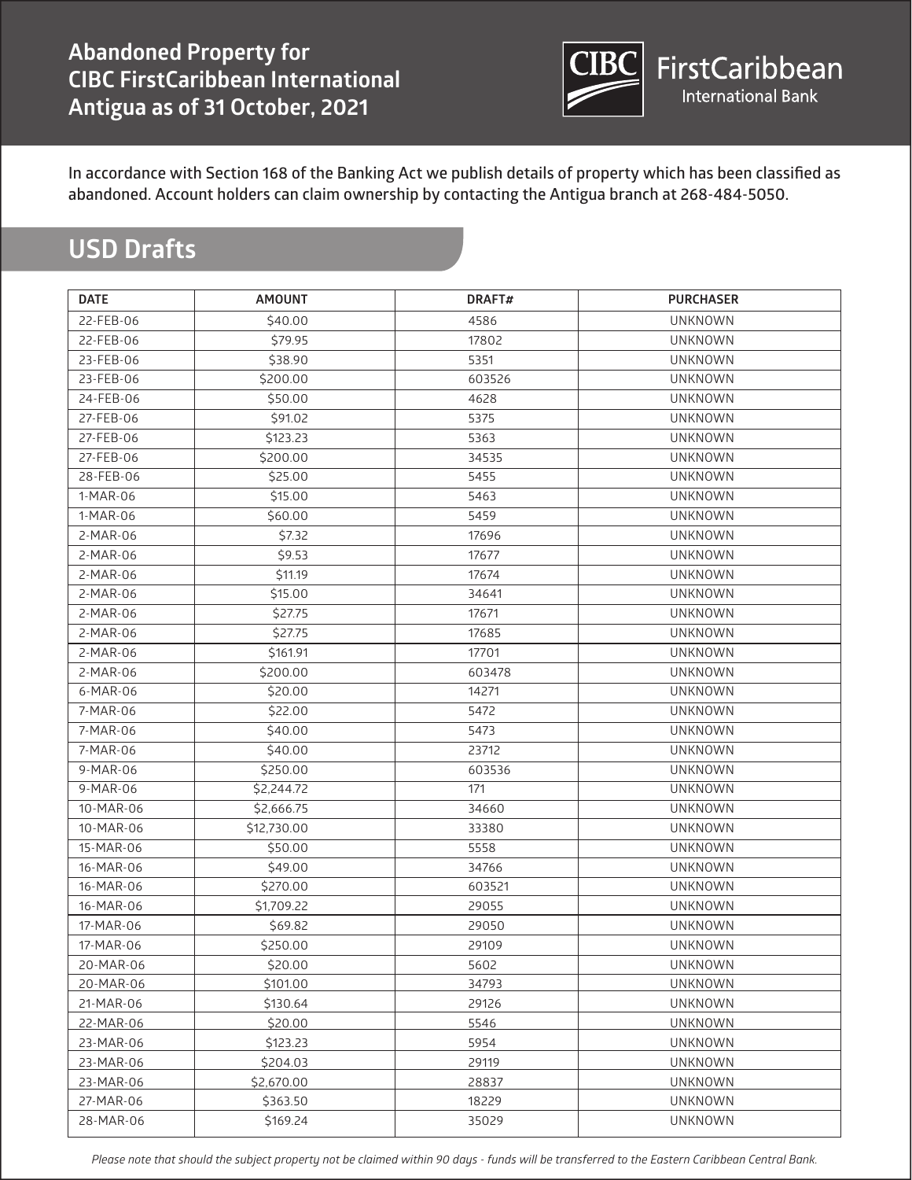## Abandoned Property for CIBC FirstCaribbean International Antigua as of 31 October, 2021

In accordance with Section 168 of the Banking Act we publish details of property which has been classified as abandoned. Account holders can claim ownership by contacting the Antigua branch at 268-484-5050.

## USD Drafts

| DATE | AMOUNT | DRAFT# | PURCHASER |
|---|---|---|---|
| 22-FEB-06 | $40.00 | 4586 | UNKNOWN |
| 22-FEB-06 | $79.95 | 17802 | UNKNOWN |
| 23-FEB-06 | $38.90 | 5351 | UNKNOWN |
| 23-FEB-06 | $200.00 | 603526 | UNKNOWN |
| 24-FEB-06 | $50.00 | 4628 | UNKNOWN |
| 27-FEB-06 | $91.02 | 5375 | UNKNOWN |
| 27-FEB-06 | $123.23 | 5363 | UNKNOWN |
| 27-FEB-06 | $200.00 | 34535 | UNKNOWN |
| 28-FEB-06 | $25.00 | 5455 | UNKNOWN |
| 1-MAR-06 | $15.00 | 5463 | UNKNOWN |
| 1-MAR-06 | $60.00 | 5459 | UNKNOWN |
| 2-MAR-06 | $7.32 | 17696 | UNKNOWN |
| 2-MAR-06 | $9.53 | 17677 | UNKNOWN |
| 2-MAR-06 | $11.19 | 17674 | UNKNOWN |
| 2-MAR-06 | $15.00 | 34641 | UNKNOWN |
| 2-MAR-06 | $27.75 | 17671 | UNKNOWN |
| 2-MAR-06 | $27.75 | 17685 | UNKNOWN |
| 2-MAR-06 | $161.91 | 17701 | UNKNOWN |
| 2-MAR-06 | $200.00 | 603478 | UNKNOWN |
| 6-MAR-06 | $20.00 | 14271 | UNKNOWN |
| 7-MAR-06 | $22.00 | 5472 | UNKNOWN |
| 7-MAR-06 | $40.00 | 5473 | UNKNOWN |
| 7-MAR-06 | $40.00 | 23712 | UNKNOWN |
| 9-MAR-06 | $250.00 | 603536 | UNKNOWN |
| 9-MAR-06 | $2,244.72 | 171 | UNKNOWN |
| 10-MAR-06 | $2,666.75 | 34660 | UNKNOWN |
| 10-MAR-06 | $12,730.00 | 33380 | UNKNOWN |
| 15-MAR-06 | $50.00 | 5558 | UNKNOWN |
| 16-MAR-06 | $49.00 | 34766 | UNKNOWN |
| 16-MAR-06 | $270.00 | 603521 | UNKNOWN |
| 16-MAR-06 | $1,709.22 | 29055 | UNKNOWN |
| 17-MAR-06 | $69.82 | 29050 | UNKNOWN |
| 17-MAR-06 | $250.00 | 29109 | UNKNOWN |
| 20-MAR-06 | $20.00 | 5602 | UNKNOWN |
| 20-MAR-06 | $101.00 | 34793 | UNKNOWN |
| 21-MAR-06 | $130.64 | 29126 | UNKNOWN |
| 22-MAR-06 | $20.00 | 5546 | UNKNOWN |
| 23-MAR-06 | $123.23 | 5954 | UNKNOWN |
| 23-MAR-06 | $204.03 | 29119 | UNKNOWN |
| 23-MAR-06 | $2,670.00 | 28837 | UNKNOWN |
| 27-MAR-06 | $363.50 | 18229 | UNKNOWN |
| 28-MAR-06 | $169.24 | 35029 | UNKNOWN |

*Please note that should the subject property not be claimed within 90 days - funds will be transferred to the Eastern Caribbean Central Bank.*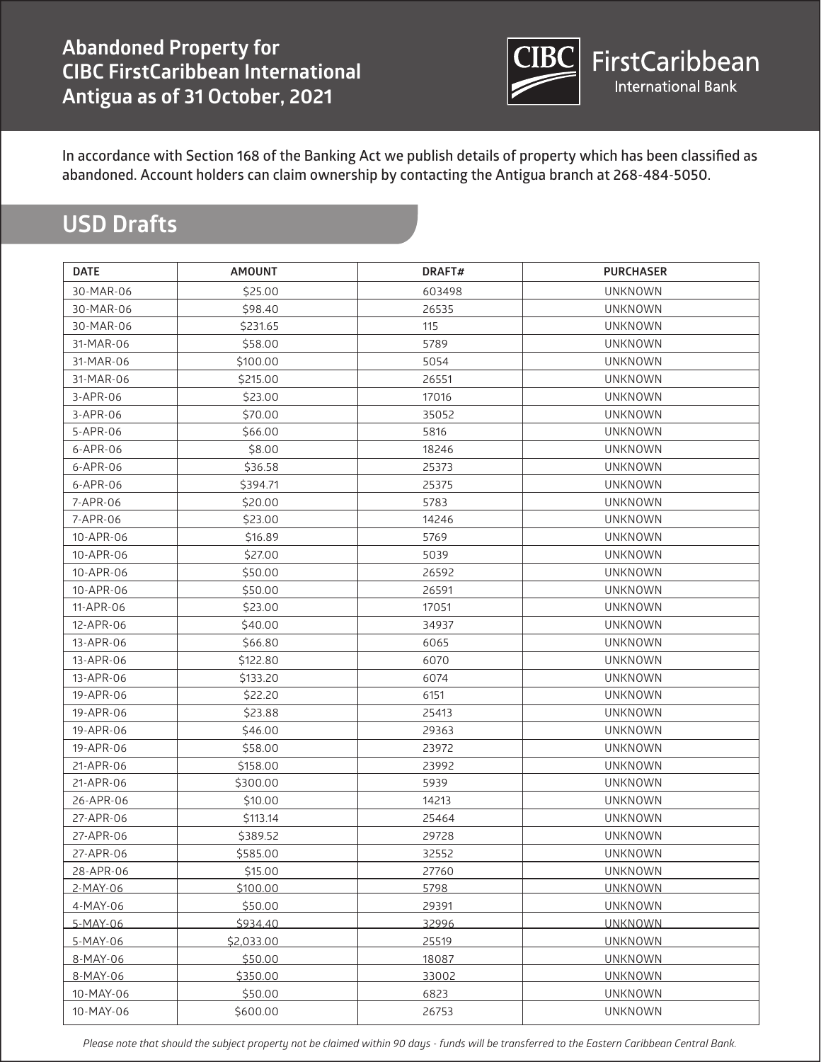## Abandoned Property for CIBC FirstCaribbean International Antigua as of 31 October, 2021

CIBC FirstCaribbean International Bank

In accordance with Section 168 of the Banking Act we publish details of property which has been classified as abandoned. Account holders can claim ownership by contacting the Antigua branch at 268-484-5050.

## USD Drafts

| DATE | AMOUNT | DRAFT# | PURCHASER |
|---|---|---|---|
| 30-MAR-06 | $25.00 | 603498 | UNKNOWN |
| 30-MAR-06 | $98.40 | 26535 | UNKNOWN |
| 30-MAR-06 | $231.65 | 115 | UNKNOWN |
| 31-MAR-06 | $58.00 | 5789 | UNKNOWN |
| 31-MAR-06 | $100.00 | 5054 | UNKNOWN |
| 31-MAR-06 | $215.00 | 26551 | UNKNOWN |
| 3-APR-06 | $23.00 | 17016 | UNKNOWN |
| 3-APR-06 | $70.00 | 35052 | UNKNOWN |
| 5-APR-06 | $66.00 | 5816 | UNKNOWN |
| 6-APR-06 | $8.00 | 18246 | UNKNOWN |
| 6-APR-06 | $36.58 | 25373 | UNKNOWN |
| 6-APR-06 | $394.71 | 25375 | UNKNOWN |
| 7-APR-06 | $20.00 | 5783 | UNKNOWN |
| 7-APR-06 | $23.00 | 14246 | UNKNOWN |
| 10-APR-06 | $16.89 | 5769 | UNKNOWN |
| 10-APR-06 | $27.00 | 5039 | UNKNOWN |
| 10-APR-06 | $50.00 | 26592 | UNKNOWN |
| 10-APR-06 | $50.00 | 26591 | UNKNOWN |
| 11-APR-06 | $23.00 | 17051 | UNKNOWN |
| 12-APR-06 | $40.00 | 34937 | UNKNOWN |
| 13-APR-06 | $66.80 | 6065 | UNKNOWN |
| 13-APR-06 | $122.80 | 6070 | UNKNOWN |
| 13-APR-06 | $133.20 | 6074 | UNKNOWN |
| 19-APR-06 | $22.20 | 6151 | UNKNOWN |
| 19-APR-06 | $23.88 | 25413 | UNKNOWN |
| 19-APR-06 | $46.00 | 29363 | UNKNOWN |
| 19-APR-06 | $58.00 | 23972 | UNKNOWN |
| 21-APR-06 | $158.00 | 23992 | UNKNOWN |
| 21-APR-06 | $300.00 | 5939 | UNKNOWN |
| 26-APR-06 | $10.00 | 14213 | UNKNOWN |
| 27-APR-06 | $113.14 | 25464 | UNKNOWN |
| 27-APR-06 | $389.52 | 29728 | UNKNOWN |
| 27-APR-06 | $585.00 | 32552 | UNKNOWN |
| 28-APR-06 | $15.00 | 27760 | UNKNOWN |
| 2-MAY-06 | $100.00 | 5798 | UNKNOWN |
| 4-MAY-06 | $50.00 | 29391 | UNKNOWN |
| 5-MAY-06 | $934.40 | 32996 | UNKNOWN |
| 5-MAY-06 | $2,033.00 | 25519 | UNKNOWN |
| 8-MAY-06 | $50.00 | 18087 | UNKNOWN |
| 8-MAY-06 | $350.00 | 33002 | UNKNOWN |
| 10-MAY-06 | $50.00 | 6823 | UNKNOWN |
| 10-MAY-06 | $600.00 | 26753 | UNKNOWN |

*Please note that should the subject property not be claimed within 90 days - funds will be transferred to the Eastern Caribbean Central Bank.*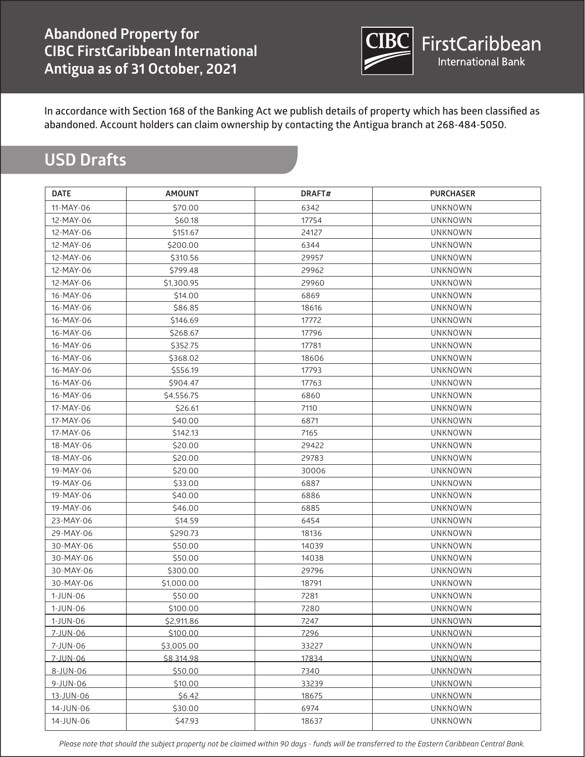# Abandoned Property for CIBC FirstCaribbean International Antigua as of 31 October, 2021

CIBC FirstCaribbean International Bank

In accordance with Section 168 of the Banking Act we publish details of property which has been classified as abandoned. Account holders can claim ownership by contacting the Antigua branch at 268-484-5050.

## USD Drafts

| DATE | AMOUNT | DRAFT# | PURCHASER |
|---|---|---|---|
| 11-MAY-06 | $70.00 | 6342 | UNKNOWN |
| 12-MAY-06 | $60.18 | 17754 | UNKNOWN |
| 12-MAY-06 | $151.67 | 24127 | UNKNOWN |
| 12-MAY-06 | $200.00 | 6344 | UNKNOWN |
| 12-MAY-06 | $310.56 | 29957 | UNKNOWN |
| 12-MAY-06 | $799.48 | 29962 | UNKNOWN |
| 12-MAY-06 | $1,300.95 | 29960 | UNKNOWN |
| 16-MAY-06 | $14.00 | 6869 | UNKNOWN |
| 16-MAY-06 | $86.85 | 18616 | UNKNOWN |
| 16-MAY-06 | $146.69 | 17772 | UNKNOWN |
| 16-MAY-06 | $268.67 | 17796 | UNKNOWN |
| 16-MAY-06 | $352.75 | 17781 | UNKNOWN |
| 16-MAY-06 | $368.02 | 18606 | UNKNOWN |
| 16-MAY-06 | $556.19 | 17793 | UNKNOWN |
| 16-MAY-06 | $904.47 | 17763 | UNKNOWN |
| 16-MAY-06 | $4,556.75 | 6860 | UNKNOWN |
| 17-MAY-06 | $26.61 | 7110 | UNKNOWN |
| 17-MAY-06 | $40.00 | 6871 | UNKNOWN |
| 17-MAY-06 | $142.13 | 7165 | UNKNOWN |
| 18-MAY-06 | $20.00 | 29422 | UNKNOWN |
| 18-MAY-06 | $20.00 | 29783 | UNKNOWN |
| 19-MAY-06 | $20.00 | 30006 | UNKNOWN |
| 19-MAY-06 | $33.00 | 6887 | UNKNOWN |
| 19-MAY-06 | $40.00 | 6886 | UNKNOWN |
| 19-MAY-06 | $46.00 | 6885 | UNKNOWN |
| 23-MAY-06 | $14.59 | 6454 | UNKNOWN |
| 29-MAY-06 | $290.73 | 18136 | UNKNOWN |
| 30-MAY-06 | $50.00 | 14039 | UNKNOWN |
| 30-MAY-06 | $50.00 | 14038 | UNKNOWN |
| 30-MAY-06 | $300.00 | 29796 | UNKNOWN |
| 30-MAY-06 | $1,000.00 | 18791 | UNKNOWN |
| 1-JUN-06 | $50.00 | 7281 | UNKNOWN |
| 1-JUN-06 | $100.00 | 7280 | UNKNOWN |
| 1-JUN-06 | $2,911.86 | 7247 | UNKNOWN |
| 7-JUN-06 | $100.00 | 7296 | UNKNOWN |
| 7-JUN-06 | $3,005.00 | 33227 | UNKNOWN |
| 7-JUN-06 | $8,314.98 | 17834 | UNKNOWN |
| 8-JUN-06 | $50.00 | 7340 | UNKNOWN |
| 9-JUN-06 | $10.00 | 33239 | UNKNOWN |
| 13-JUN-06 | $6.42 | 18675 | UNKNOWN |
| 14-JUN-06 | $30.00 | 6974 | UNKNOWN |
| 14-JUN-06 | $47.93 | 18637 | UNKNOWN |

*Please note that should the subject property not be claimed within 90 days - funds will be transferred to the Eastern Caribbean Central Bank.*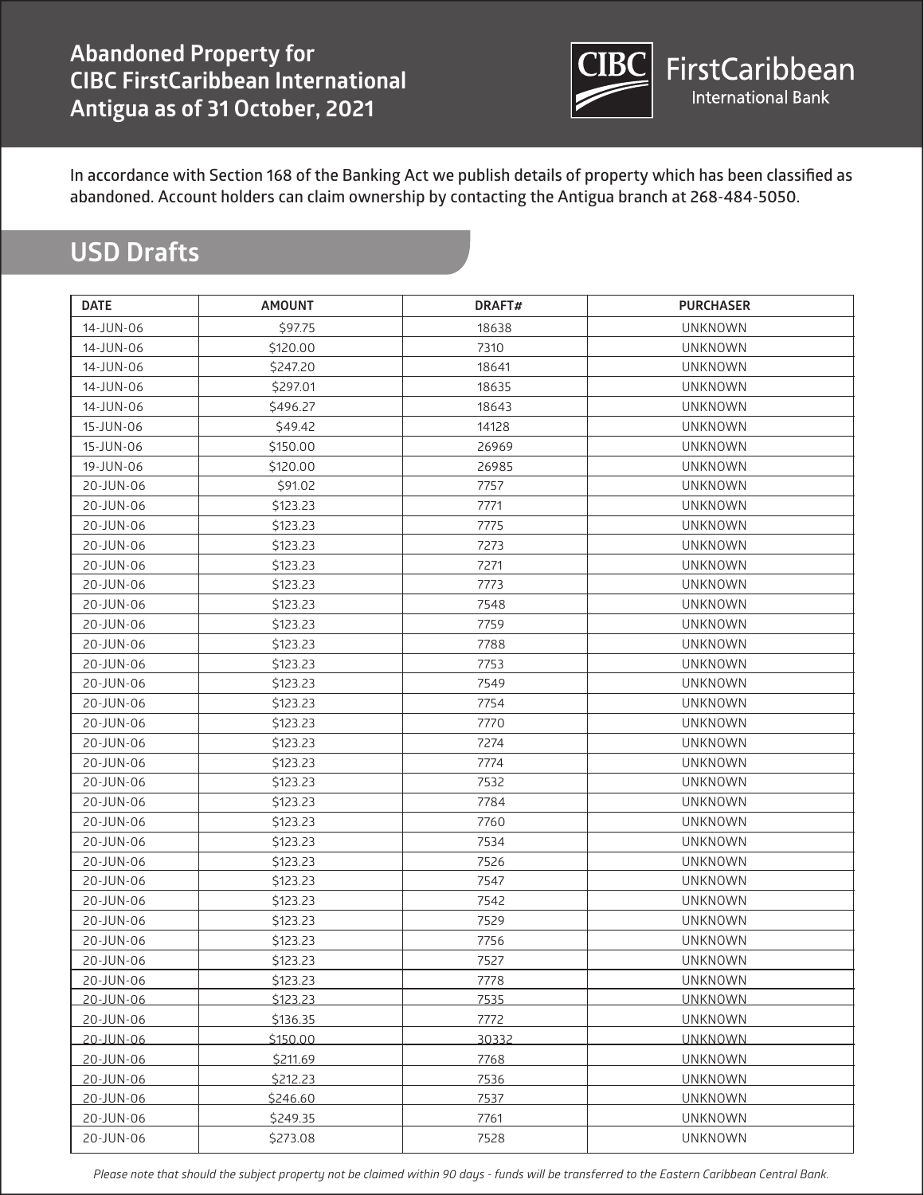## Abandoned Property for CIBC FirstCaribbean International Antigua as of 31 October, 2021

CIBC FirstCaribbean International Bank

In accordance with Section 168 of the Banking Act we publish details of property which has been classified as abandoned. Account holders can claim ownership by contacting the Antigua branch at 268-484-5050.

## USD Drafts

| DATE | AMOUNT | DRAFT# | PURCHASER |
|---|---|---|---|
| 14-JUN-06 | $97.75 | 18638 | UNKNOWN |
| 14-JUN-06 | $120.00 | 7310 | UNKNOWN |
| 14-JUN-06 | $247.20 | 18641 | UNKNOWN |
| 14-JUN-06 | $297.01 | 18635 | UNKNOWN |
| 14-JUN-06 | $496.27 | 18643 | UNKNOWN |
| 15-JUN-06 | $49.42 | 14128 | UNKNOWN |
| 15-JUN-06 | $150.00 | 26969 | UNKNOWN |
| 19-JUN-06 | $120.00 | 26985 | UNKNOWN |
| 20-JUN-06 | $91.02 | 7757 | UNKNOWN |
| 20-JUN-06 | $123.23 | 7771 | UNKNOWN |
| 20-JUN-06 | $123.23 | 7775 | UNKNOWN |
| 20-JUN-06 | $123.23 | 7273 | UNKNOWN |
| 20-JUN-06 | $123.23 | 7271 | UNKNOWN |
| 20-JUN-06 | $123.23 | 7773 | UNKNOWN |
| 20-JUN-06 | $123.23 | 7548 | UNKNOWN |
| 20-JUN-06 | $123.23 | 7759 | UNKNOWN |
| 20-JUN-06 | $123.23 | 7788 | UNKNOWN |
| 20-JUN-06 | $123.23 | 7753 | UNKNOWN |
| 20-JUN-06 | $123.23 | 7549 | UNKNOWN |
| 20-JUN-06 | $123.23 | 7754 | UNKNOWN |
| 20-JUN-06 | $123.23 | 7770 | UNKNOWN |
| 20-JUN-06 | $123.23 | 7274 | UNKNOWN |
| 20-JUN-06 | $123.23 | 7774 | UNKNOWN |
| 20-JUN-06 | $123.23 | 7532 | UNKNOWN |
| 20-JUN-06 | $123.23 | 7784 | UNKNOWN |
| 20-JUN-06 | $123.23 | 7760 | UNKNOWN |
| 20-JUN-06 | $123.23 | 7534 | UNKNOWN |
| 20-JUN-06 | $123.23 | 7526 | UNKNOWN |
| 20-JUN-06 | $123.23 | 7547 | UNKNOWN |
| 20-JUN-06 | $123.23 | 7542 | UNKNOWN |
| 20-JUN-06 | $123.23 | 7529 | UNKNOWN |
| 20-JUN-06 | $123.23 | 7756 | UNKNOWN |
| 20-JUN-06 | $123.23 | 7527 | UNKNOWN |
| 20-JUN-06 | $123.23 | 7778 | UNKNOWN |
| 20-JUN-06 | $123.23 | 7535 | UNKNOWN |
| 20-JUN-06 | $136.35 | 7772 | UNKNOWN |
| 20-JUN-06 | $150.00 | 30332 | UNKNOWN |
| 20-JUN-06 | $211.69 | 7768 | UNKNOWN |
| 20-JUN-06 | $212.23 | 7536 | UNKNOWN |
| 20-JUN-06 | $246.60 | 7537 | UNKNOWN |
| 20-JUN-06 | $249.35 | 7761 | UNKNOWN |
| 20-JUN-06 | $273.08 | 7528 | UNKNOWN |

*Please note that should the subject property not be claimed within 90 days - funds will be transferred to the Eastern Caribbean Central Bank.*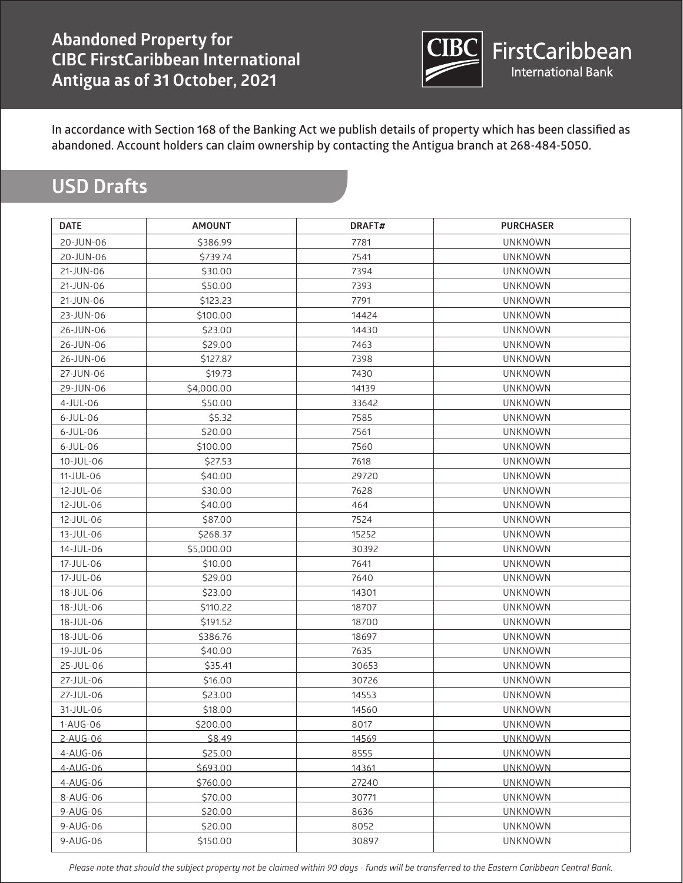# Abandoned Property for CIBC FirstCaribbean International Antigua as of 31 October, 2021

CIBC FirstCaribbean International Bank

In accordance with Section 168 of the Banking Act we publish details of property which has been classified as abandoned. Account holders can claim ownership by contacting the Antigua branch at 268-484-5050.

## USD Drafts

| DATE | AMOUNT | DRAFT# | PURCHASER |
|---|---|---|---|
| 20-JUN-06 | $386.99 | 7781 | UNKNOWN |
| 20-JUN-06 | $739.74 | 7541 | UNKNOWN |
| 21-JUN-06 | $30.00 | 7394 | UNKNOWN |
| 21-JUN-06 | $50.00 | 7393 | UNKNOWN |
| 21-JUN-06 | $123.23 | 7791 | UNKNOWN |
| 23-JUN-06 | $100.00 | 14424 | UNKNOWN |
| 26-JUN-06 | $23.00 | 14430 | UNKNOWN |
| 26-JUN-06 | $29.00 | 7463 | UNKNOWN |
| 26-JUN-06 | $127.87 | 7398 | UNKNOWN |
| 27-JUN-06 | $19.73 | 7430 | UNKNOWN |
| 29-JUN-06 | $4,000.00 | 14139 | UNKNOWN |
| 4-JUL-06 | $50.00 | 33642 | UNKNOWN |
| 6-JUL-06 | $5.32 | 7585 | UNKNOWN |
| 6-JUL-06 | $20.00 | 7561 | UNKNOWN |
| 6-JUL-06 | $100.00 | 7560 | UNKNOWN |
| 10-JUL-06 | $27.53 | 7618 | UNKNOWN |
| 11-JUL-06 | $40.00 | 29720 | UNKNOWN |
| 12-JUL-06 | $30.00 | 7628 | UNKNOWN |
| 12-JUL-06 | $40.00 | 464 | UNKNOWN |
| 12-JUL-06 | $87.00 | 7524 | UNKNOWN |
| 13-JUL-06 | $268.37 | 15252 | UNKNOWN |
| 14-JUL-06 | $5,000.00 | 30392 | UNKNOWN |
| 17-JUL-06 | $10.00 | 7641 | UNKNOWN |
| 17-JUL-06 | $29.00 | 7640 | UNKNOWN |
| 18-JUL-06 | $23.00 | 14301 | UNKNOWN |
| 18-JUL-06 | $110.22 | 18707 | UNKNOWN |
| 18-JUL-06 | $191.52 | 18700 | UNKNOWN |
| 18-JUL-06 | $386.76 | 18697 | UNKNOWN |
| 19-JUL-06 | $40.00 | 7635 | UNKNOWN |
| 25-JUL-06 | $35.41 | 30653 | UNKNOWN |
| 27-JUL-06 | $16.00 | 30726 | UNKNOWN |
| 27-JUL-06 | $23.00 | 14553 | UNKNOWN |
| 31-JUL-06 | $18.00 | 14560 | UNKNOWN |
| 1-AUG-06 | $200.00 | 8017 | UNKNOWN |
| 2-AUG-06 | $8.49 | 14569 | UNKNOWN |
| 4-AUG-06 | $25.00 | 8555 | UNKNOWN |
| 4-AUG-06 | $693.00 | 14361 | UNKNOWN |
| 4-AUG-06 | $760.00 | 27240 | UNKNOWN |
| 8-AUG-06 | $70.00 | 30771 | UNKNOWN |
| 9-AUG-06 | $20.00 | 8636 | UNKNOWN |
| 9-AUG-06 | $20.00 | 8052 | UNKNOWN |
| 9-AUG-06 | $150.00 | 30897 | UNKNOWN |

*Please note that should the subject property not be claimed within 90 days - funds will be transferred to the Eastern Caribbean Central Bank.*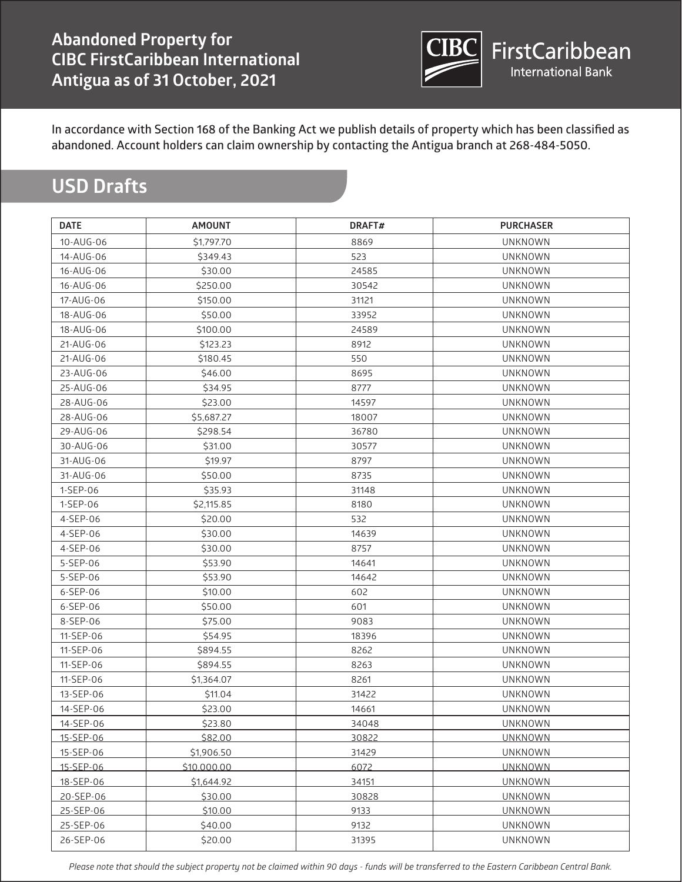# Abandoned Property for CIBC FirstCaribbean International Antigua as of 31 October, 2021

CIBC FirstCaribbean International Bank

In accordance with Section 168 of the Banking Act we publish details of property which has been classified as abandoned. Account holders can claim ownership by contacting the Antigua branch at 268-484-5050.

## USD Drafts

| DATE | AMOUNT | DRAFT# | PURCHASER |
|---|---|---|---|
| 10-AUG-06 | $1,797.70 | 8869 | UNKNOWN |
| 14-AUG-06 | $349.43 | 523 | UNKNOWN |
| 16-AUG-06 | $30.00 | 24585 | UNKNOWN |
| 16-AUG-06 | $250.00 | 30542 | UNKNOWN |
| 17-AUG-06 | $150.00 | 31121 | UNKNOWN |
| 18-AUG-06 | $50.00 | 33952 | UNKNOWN |
| 18-AUG-06 | $100.00 | 24589 | UNKNOWN |
| 21-AUG-06 | $123.23 | 8912 | UNKNOWN |
| 21-AUG-06 | $180.45 | 550 | UNKNOWN |
| 23-AUG-06 | $46.00 | 8695 | UNKNOWN |
| 25-AUG-06 | $34.95 | 8777 | UNKNOWN |
| 28-AUG-06 | $23.00 | 14597 | UNKNOWN |
| 28-AUG-06 | $5,687.27 | 18007 | UNKNOWN |
| 29-AUG-06 | $298.54 | 36780 | UNKNOWN |
| 30-AUG-06 | $31.00 | 30577 | UNKNOWN |
| 31-AUG-06 | $19.97 | 8797 | UNKNOWN |
| 31-AUG-06 | $50.00 | 8735 | UNKNOWN |
| 1-SEP-06 | $35.93 | 31148 | UNKNOWN |
| 1-SEP-06 | $2,115.85 | 8180 | UNKNOWN |
| 4-SEP-06 | $20.00 | 532 | UNKNOWN |
| 4-SEP-06 | $30.00 | 14639 | UNKNOWN |
| 4-SEP-06 | $30.00 | 8757 | UNKNOWN |
| 5-SEP-06 | $53.90 | 14641 | UNKNOWN |
| 5-SEP-06 | $53.90 | 14642 | UNKNOWN |
| 6-SEP-06 | $10.00 | 602 | UNKNOWN |
| 6-SEP-06 | $50.00 | 601 | UNKNOWN |
| 8-SEP-06 | $75.00 | 9083 | UNKNOWN |
| 11-SEP-06 | $54.95 | 18396 | UNKNOWN |
| 11-SEP-06 | $894.55 | 8262 | UNKNOWN |
| 11-SEP-06 | $894.55 | 8263 | UNKNOWN |
| 11-SEP-06 | $1,364.07 | 8261 | UNKNOWN |
| 13-SEP-06 | $11.04 | 31422 | UNKNOWN |
| 14-SEP-06 | $23.00 | 14661 | UNKNOWN |
| 14-SEP-06 | $23.80 | 34048 | UNKNOWN |
| 15-SEP-06 | $82.00 | 30822 | UNKNOWN |
| 15-SEP-06 | $1,906.50 | 31429 | UNKNOWN |
| 15-SEP-06 | $10,000.00 | 6072 | UNKNOWN |
| 18-SEP-06 | $1,644.92 | 34151 | UNKNOWN |
| 20-SEP-06 | $30.00 | 30828 | UNKNOWN |
| 25-SEP-06 | $10.00 | 9133 | UNKNOWN |
| 25-SEP-06 | $40.00 | 9132 | UNKNOWN |
| 26-SEP-06 | $20.00 | 31395 | UNKNOWN |

*Please note that should the subject property not be claimed within 90 days - funds will be transferred to the Eastern Caribbean Central Bank.*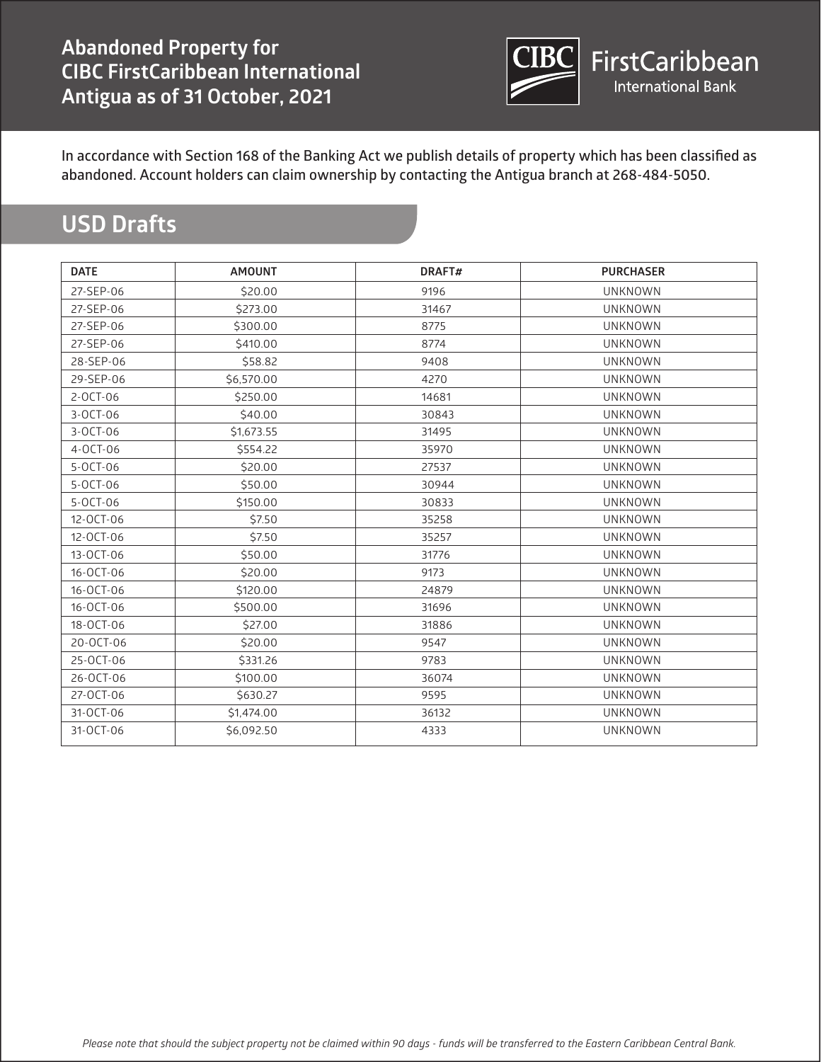# Abandoned Property for CIBC FirstCaribbean International Antigua as of 31 October, 2021

CIBC FirstCaribbean International Bank

In accordance with Section 168 of the Banking Act we publish details of property which has been classified as abandoned. Account holders can claim ownership by contacting the Antigua branch at 268-484-5050.

## USD Drafts

| DATE | AMOUNT | DRAFT# | PURCHASER |
|---|---|---|---|
| 27-SEP-06 | $20.00 | 9196 | UNKNOWN |
| 27-SEP-06 | $273.00 | 31467 | UNKNOWN |
| 27-SEP-06 | $300.00 | 8775 | UNKNOWN |
| 27-SEP-06 | $410.00 | 8774 | UNKNOWN |
| 28-SEP-06 | $58.82 | 9408 | UNKNOWN |
| 29-SEP-06 | $6,570.00 | 4270 | UNKNOWN |
| 2-OCT-06 | $250.00 | 14681 | UNKNOWN |
| 3-OCT-06 | $40.00 | 30843 | UNKNOWN |
| 3-OCT-06 | $1,673.55 | 31495 | UNKNOWN |
| 4-OCT-06 | $554.22 | 35970 | UNKNOWN |
| 5-OCT-06 | $20.00 | 27537 | UNKNOWN |
| 5-OCT-06 | $50.00 | 30944 | UNKNOWN |
| 5-OCT-06 | $150.00 | 30833 | UNKNOWN |
| 12-OCT-06 | $7.50 | 35258 | UNKNOWN |
| 12-OCT-06 | $7.50 | 35257 | UNKNOWN |
| 13-OCT-06 | $50.00 | 31776 | UNKNOWN |
| 16-OCT-06 | $20.00 | 9173 | UNKNOWN |
| 16-OCT-06 | $120.00 | 24879 | UNKNOWN |
| 16-OCT-06 | $500.00 | 31696 | UNKNOWN |
| 18-OCT-06 | $27.00 | 31886 | UNKNOWN |
| 20-OCT-06 | $20.00 | 9547 | UNKNOWN |
| 25-OCT-06 | $331.26 | 9783 | UNKNOWN |
| 26-OCT-06 | $100.00 | 36074 | UNKNOWN |
| 27-OCT-06 | $630.27 | 9595 | UNKNOWN |
| 31-OCT-06 | $1,474.00 | 36132 | UNKNOWN |
| 31-OCT-06 | $6,092.50 | 4333 | UNKNOWN |

*Please note that should the subject property not be claimed within 90 days - funds will be transferred to the Eastern Caribbean Central Bank.*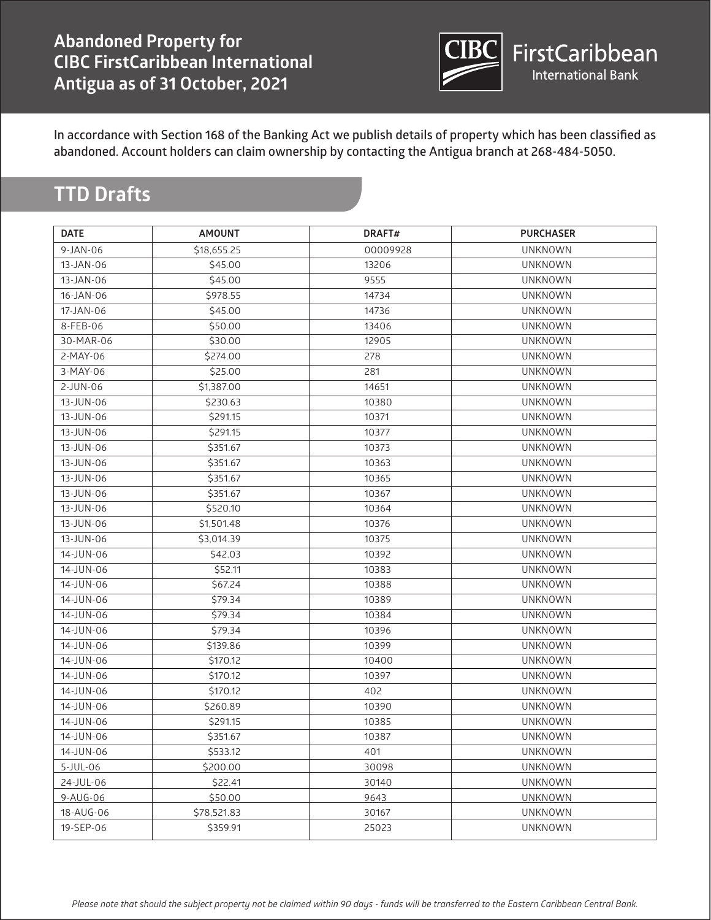## Abandoned Property for CIBC FirstCaribbean International Antigua as of 31 October, 2021

CIBC FirstCaribbean International Bank

In accordance with Section 168 of the Banking Act we publish details of property which has been classified as abandoned. Account holders can claim ownership by contacting the Antigua branch at 268-484-5050.

## TTD Drafts

| DATE | AMOUNT | DRAFT# | PURCHASER |
|---|---|---|---|
| 9-JAN-06 | $18,655.25 | 00009928 | UNKNOWN |
| 13-JAN-06 | $45.00 | 13206 | UNKNOWN |
| 13-JAN-06 | $45.00 | 9555 | UNKNOWN |
| 16-JAN-06 | $978.55 | 14734 | UNKNOWN |
| 17-JAN-06 | $45.00 | 14736 | UNKNOWN |
| 8-FEB-06 | $50.00 | 13406 | UNKNOWN |
| 30-MAR-06 | $30.00 | 12905 | UNKNOWN |
| 2-MAY-06 | $274.00 | 278 | UNKNOWN |
| 3-MAY-06 | $25.00 | 281 | UNKNOWN |
| 2-JUN-06 | $1,387.00 | 14651 | UNKNOWN |
| 13-JUN-06 | $230.63 | 10380 | UNKNOWN |
| 13-JUN-06 | $291.15 | 10371 | UNKNOWN |
| 13-JUN-06 | $291.15 | 10377 | UNKNOWN |
| 13-JUN-06 | $351.67 | 10373 | UNKNOWN |
| 13-JUN-06 | $351.67 | 10363 | UNKNOWN |
| 13-JUN-06 | $351.67 | 10365 | UNKNOWN |
| 13-JUN-06 | $351.67 | 10367 | UNKNOWN |
| 13-JUN-06 | $520.10 | 10364 | UNKNOWN |
| 13-JUN-06 | $1,501.48 | 10376 | UNKNOWN |
| 13-JUN-06 | $3,014.39 | 10375 | UNKNOWN |
| 14-JUN-06 | $42.03 | 10392 | UNKNOWN |
| 14-JUN-06 | $52.11 | 10383 | UNKNOWN |
| 14-JUN-06 | $67.24 | 10388 | UNKNOWN |
| 14-JUN-06 | $79.34 | 10389 | UNKNOWN |
| 14-JUN-06 | $79.34 | 10384 | UNKNOWN |
| 14-JUN-06 | $79.34 | 10396 | UNKNOWN |
| 14-JUN-06 | $139.86 | 10399 | UNKNOWN |
| 14-JUN-06 | $170.12 | 10400 | UNKNOWN |
| 14-JUN-06 | $170.12 | 10397 | UNKNOWN |
| 14-JUN-06 | $170.12 | 402 | UNKNOWN |
| 14-JUN-06 | $260.89 | 10390 | UNKNOWN |
| 14-JUN-06 | $291.15 | 10385 | UNKNOWN |
| 14-JUN-06 | $351.67 | 10387 | UNKNOWN |
| 14-JUN-06 | $533.12 | 401 | UNKNOWN |
| 5-JUL-06 | $200.00 | 30098 | UNKNOWN |
| 24-JUL-06 | $22.41 | 30140 | UNKNOWN |
| 9-AUG-06 | $50.00 | 9643 | UNKNOWN |
| 18-AUG-06 | $78,521.83 | 30167 | UNKNOWN |
| 19-SEP-06 | $359.91 | 25023 | UNKNOWN |

*Please note that should the subject property not be claimed within 90 days - funds will be transferred to the Eastern Caribbean Central Bank.*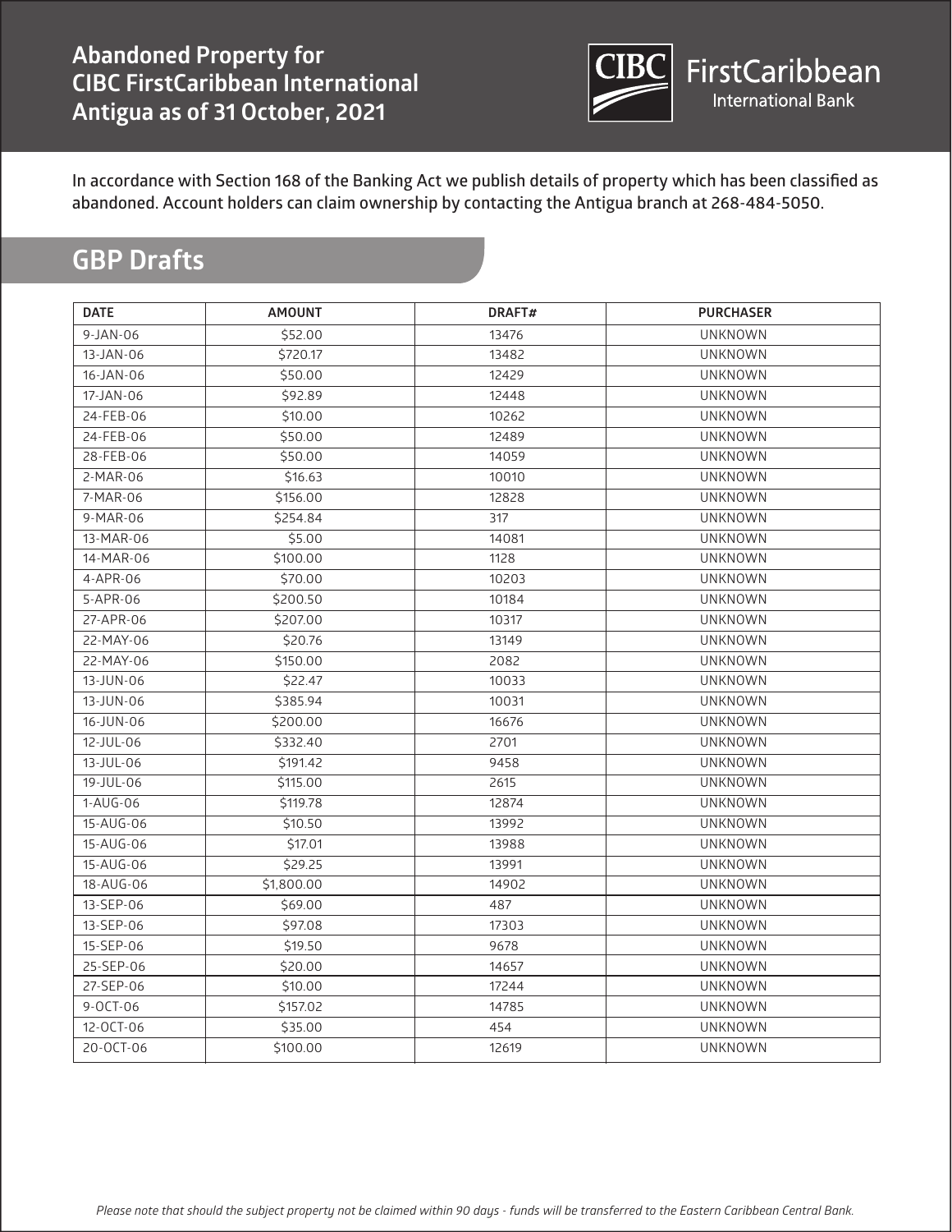# Abandoned Property for CIBC FirstCaribbean International Antigua as of 31 October, 2021

In accordance with Section 168 of the Banking Act we publish details of property which has been classified as abandoned. Account holders can claim ownership by contacting the Antigua branch at 268-484-5050.

## GBP Drafts

| DATE | AMOUNT | DRAFT# | PURCHASER |
|---|---|---|---|
| 9-JAN-06 | $52.00 | 13476 | UNKNOWN |
| 13-JAN-06 | $720.17 | 13482 | UNKNOWN |
| 16-JAN-06 | $50.00 | 12429 | UNKNOWN |
| 17-JAN-06 | $92.89 | 12448 | UNKNOWN |
| 24-FEB-06 | $10.00 | 10262 | UNKNOWN |
| 24-FEB-06 | $50.00 | 12489 | UNKNOWN |
| 28-FEB-06 | $50.00 | 14059 | UNKNOWN |
| 2-MAR-06 | $16.63 | 10010 | UNKNOWN |
| 7-MAR-06 | $156.00 | 12828 | UNKNOWN |
| 9-MAR-06 | $254.84 | 317 | UNKNOWN |
| 13-MAR-06 | $5.00 | 14081 | UNKNOWN |
| 14-MAR-06 | $100.00 | 1128 | UNKNOWN |
| 4-APR-06 | $70.00 | 10203 | UNKNOWN |
| 5-APR-06 | $200.50 | 10184 | UNKNOWN |
| 27-APR-06 | $207.00 | 10317 | UNKNOWN |
| 22-MAY-06 | $20.76 | 13149 | UNKNOWN |
| 22-MAY-06 | $150.00 | 2082 | UNKNOWN |
| 13-JUN-06 | $22.47 | 10033 | UNKNOWN |
| 13-JUN-06 | $385.94 | 10031 | UNKNOWN |
| 16-JUN-06 | $200.00 | 16676 | UNKNOWN |
| 12-JUL-06 | $332.40 | 2701 | UNKNOWN |
| 13-JUL-06 | $191.42 | 9458 | UNKNOWN |
| 19-JUL-06 | $115.00 | 2615 | UNKNOWN |
| 1-AUG-06 | $119.78 | 12874 | UNKNOWN |
| 15-AUG-06 | $10.50 | 13992 | UNKNOWN |
| 15-AUG-06 | $17.01 | 13988 | UNKNOWN |
| 15-AUG-06 | $29.25 | 13991 | UNKNOWN |
| 18-AUG-06 | $1,800.00 | 14902 | UNKNOWN |
| 13-SEP-06 | $69.00 | 487 | UNKNOWN |
| 13-SEP-06 | $97.08 | 17303 | UNKNOWN |
| 15-SEP-06 | $19.50 | 9678 | UNKNOWN |
| 25-SEP-06 | $20.00 | 14657 | UNKNOWN |
| 27-SEP-06 | $10.00 | 17244 | UNKNOWN |
| 9-OCT-06 | $157.02 | 14785 | UNKNOWN |
| 12-OCT-06 | $35.00 | 454 | UNKNOWN |
| 20-OCT-06 | $100.00 | 12619 | UNKNOWN |

*Please note that should the subject property not be claimed within 90 days - funds will be transferred to the Eastern Caribbean Central Bank.*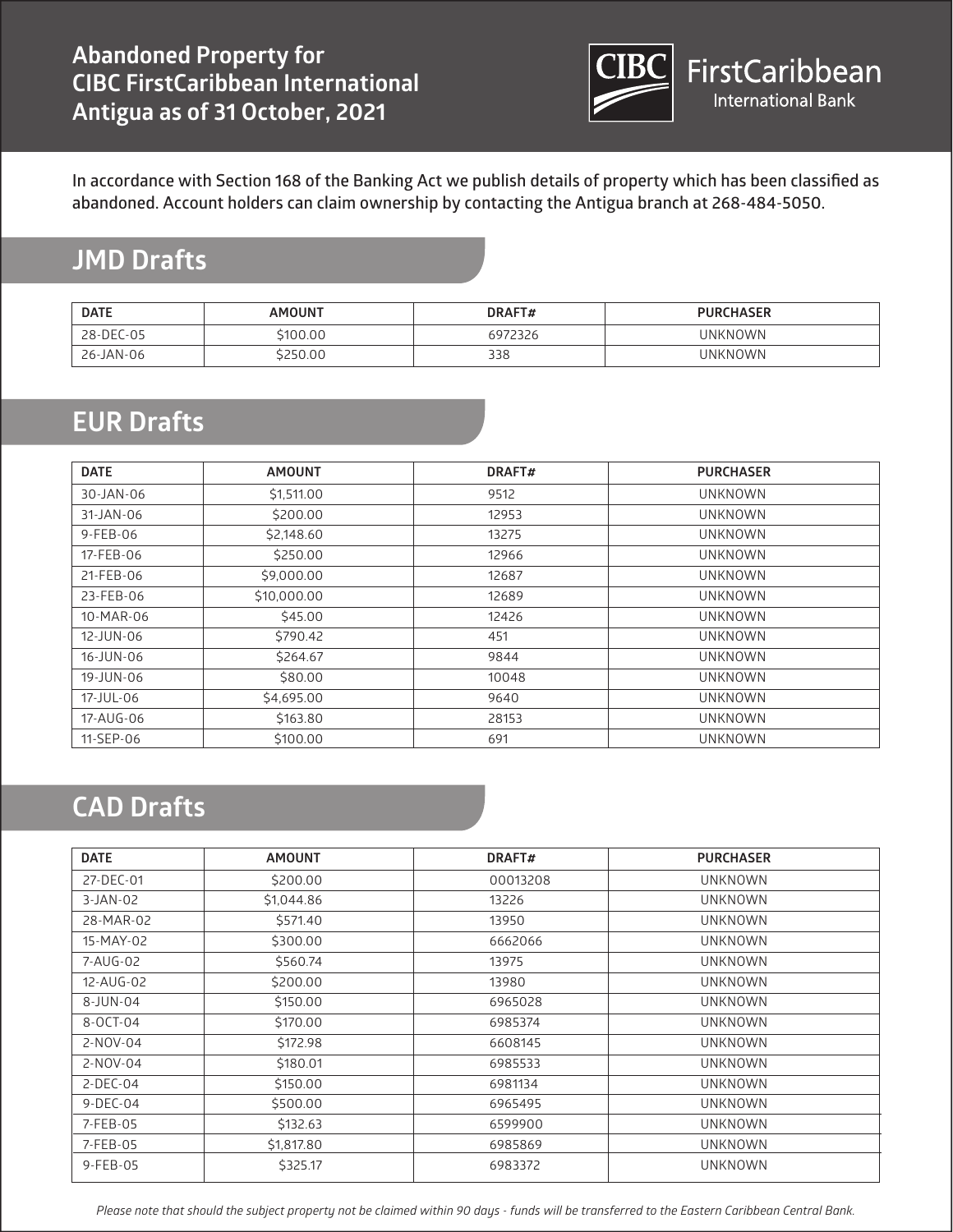# Abandoned Property for CIBC FirstCaribbean International Antigua as of 31 October, 2021

CIBC FirstCaribbean International Bank

In accordance with Section 168 of the Banking Act we publish details of property which has been classified as abandoned. Account holders can claim ownership by contacting the Antigua branch at 268-484-5050.

## JMD Drafts

| DATE | AMOUNT | DRAFT# | PURCHASER |
|---|---|---|---|
| 28-DEC-05 | $100.00 | 6972326 | UNKNOWN |
| 26-JAN-06 | $250.00 | 338 | UNKNOWN |

## EUR Drafts

| DATE | AMOUNT | DRAFT# | PURCHASER |
|---|---|---|---|
| 30-JAN-06 | $1,511.00 | 9512 | UNKNOWN |
| 31-JAN-06 | $200.00 | 12953 | UNKNOWN |
| 9-FEB-06 | $2,148.60 | 13275 | UNKNOWN |
| 17-FEB-06 | $250.00 | 12966 | UNKNOWN |
| 21-FEB-06 | $9,000.00 | 12687 | UNKNOWN |
| 23-FEB-06 | $10,000.00 | 12689 | UNKNOWN |
| 10-MAR-06 | $45.00 | 12426 | UNKNOWN |
| 12-JUN-06 | $790.42 | 451 | UNKNOWN |
| 16-JUN-06 | $264.67 | 9844 | UNKNOWN |
| 19-JUN-06 | $80.00 | 10048 | UNKNOWN |
| 17-JUL-06 | $4,695.00 | 9640 | UNKNOWN |
| 17-AUG-06 | $163.80 | 28153 | UNKNOWN |
| 11-SEP-06 | $100.00 | 691 | UNKNOWN |

## CAD Drafts

| DATE | AMOUNT | DRAFT# | PURCHASER |
|---|---|---|---|
| 27-DEC-01 | $200.00 | 00013208 | UNKNOWN |
| 3-JAN-02 | $1,044.86 | 13226 | UNKNOWN |
| 28-MAR-02 | $571.40 | 13950 | UNKNOWN |
| 15-MAY-02 | $300.00 | 6662066 | UNKNOWN |
| 7-AUG-02 | $560.74 | 13975 | UNKNOWN |
| 12-AUG-02 | $200.00 | 13980 | UNKNOWN |
| 8-JUN-04 | $150.00 | 6965028 | UNKNOWN |
| 8-OCT-04 | $170.00 | 6985374 | UNKNOWN |
| 2-NOV-04 | $172.98 | 6608145 | UNKNOWN |
| 2-NOV-04 | $180.01 | 6985533 | UNKNOWN |
| 2-DEC-04 | $150.00 | 6981134 | UNKNOWN |
| 9-DEC-04 | $500.00 | 6965495 | UNKNOWN |
| 7-FEB-05 | $132.63 | 6599900 | UNKNOWN |
| 7-FEB-05 | $1,817.80 | 6985869 | UNKNOWN |
| 9-FEB-05 | $325.17 | 6983372 | UNKNOWN |

*Please note that should the subject property not be claimed within 90 days - funds will be transferred to the Eastern Caribbean Central Bank.*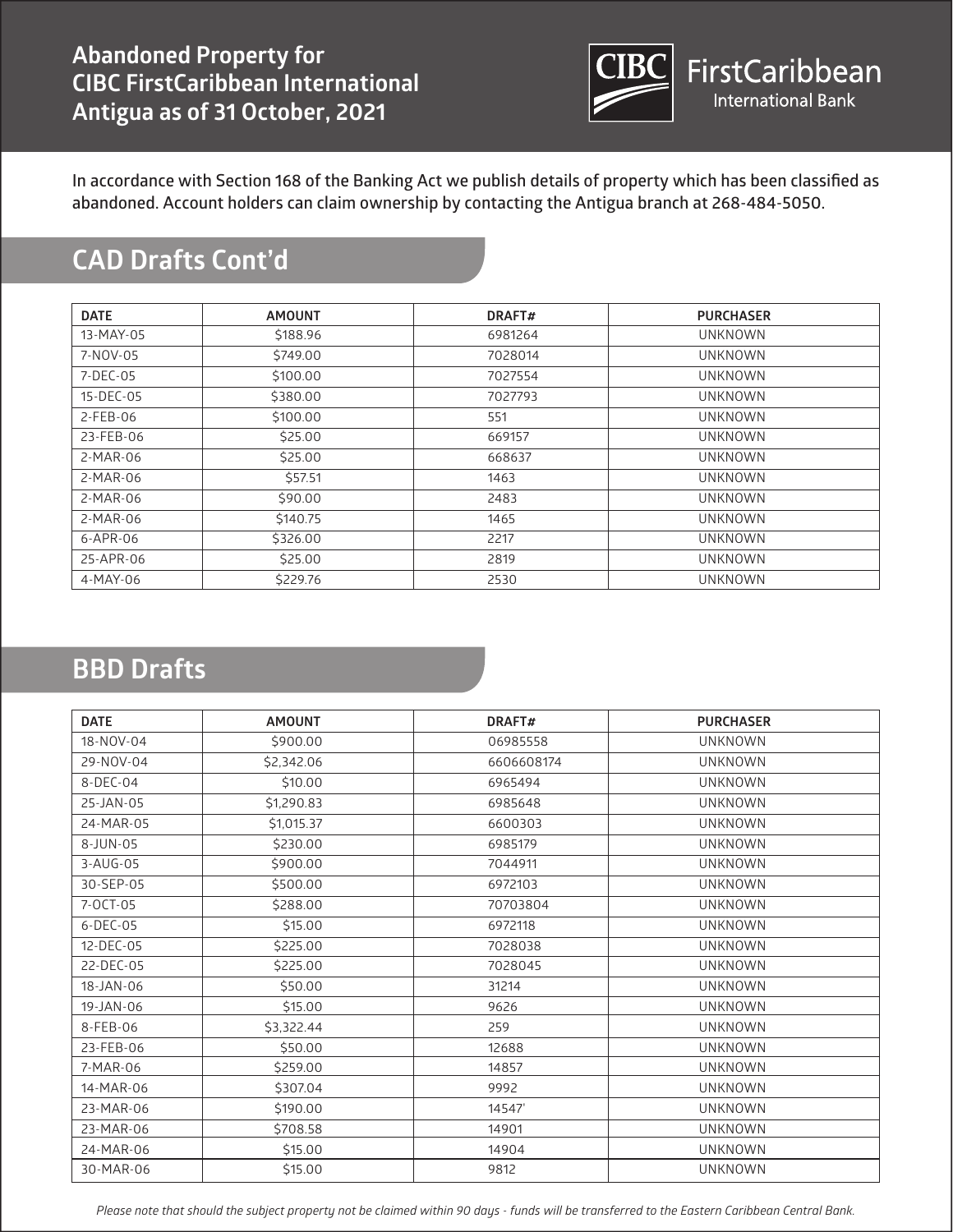# Abandoned Property for CIBC FirstCaribbean International Antigua as of 31 October, 2021

CIBC FirstCaribbean International Bank

In accordance with Section 168 of the Banking Act we publish details of property which has been classified as abandoned. Account holders can claim ownership by contacting the Antigua branch at 268-484-5050.

## CAD Drafts Cont'd

| DATE | AMOUNT | DRAFT# | PURCHASER |
|---|---|---|---|
| 13-MAY-05 | $188.96 | 6981264 | UNKNOWN |
| 7-NOV-05 | $749.00 | 7028014 | UNKNOWN |
| 7-DEC-05 | $100.00 | 7027554 | UNKNOWN |
| 15-DEC-05 | $380.00 | 7027793 | UNKNOWN |
| 2-FEB-06 | $100.00 | 551 | UNKNOWN |
| 23-FEB-06 | $25.00 | 669157 | UNKNOWN |
| 2-MAR-06 | $25.00 | 668637 | UNKNOWN |
| 2-MAR-06 | $57.51 | 1463 | UNKNOWN |
| 2-MAR-06 | $90.00 | 2483 | UNKNOWN |
| 2-MAR-06 | $140.75 | 1465 | UNKNOWN |
| 6-APR-06 | $326.00 | 2217 | UNKNOWN |
| 25-APR-06 | $25.00 | 2819 | UNKNOWN |
| 4-MAY-06 | $229.76 | 2530 | UNKNOWN |

## BBD Drafts

| DATE | AMOUNT | DRAFT# | PURCHASER |
|---|---|---|---|
| 18-NOV-04 | $900.00 | 06985558 | UNKNOWN |
| 29-NOV-04 | $2,342.06 | 6606608174 | UNKNOWN |
| 8-DEC-04 | $10.00 | 6965494 | UNKNOWN |
| 25-JAN-05 | $1,290.83 | 6985648 | UNKNOWN |
| 24-MAR-05 | $1,015.37 | 6600303 | UNKNOWN |
| 8-JUN-05 | $230.00 | 6985179 | UNKNOWN |
| 3-AUG-05 | $900.00 | 7044911 | UNKNOWN |
| 30-SEP-05 | $500.00 | 6972103 | UNKNOWN |
| 7-OCT-05 | $288.00 | 70703804 | UNKNOWN |
| 6-DEC-05 | $15.00 | 6972118 | UNKNOWN |
| 12-DEC-05 | $225.00 | 7028038 | UNKNOWN |
| 22-DEC-05 | $225.00 | 7028045 | UNKNOWN |
| 18-JAN-06 | $50.00 | 31214 | UNKNOWN |
| 19-JAN-06 | $15.00 | 9626 | UNKNOWN |
| 8-FEB-06 | $3,322.44 | 259 | UNKNOWN |
| 23-FEB-06 | $50.00 | 12688 | UNKNOWN |
| 7-MAR-06 | $259.00 | 14857 | UNKNOWN |
| 14-MAR-06 | $307.04 | 9992 | UNKNOWN |
| 23-MAR-06 | $190.00 | 14547' | UNKNOWN |
| 23-MAR-06 | $708.58 | 14901 | UNKNOWN |
| 24-MAR-06 | $15.00 | 14904 | UNKNOWN |
| 30-MAR-06 | $15.00 | 9812 | UNKNOWN |

*Please note that should the subject property not be claimed within 90 days - funds will be transferred to the Eastern Caribbean Central Bank.*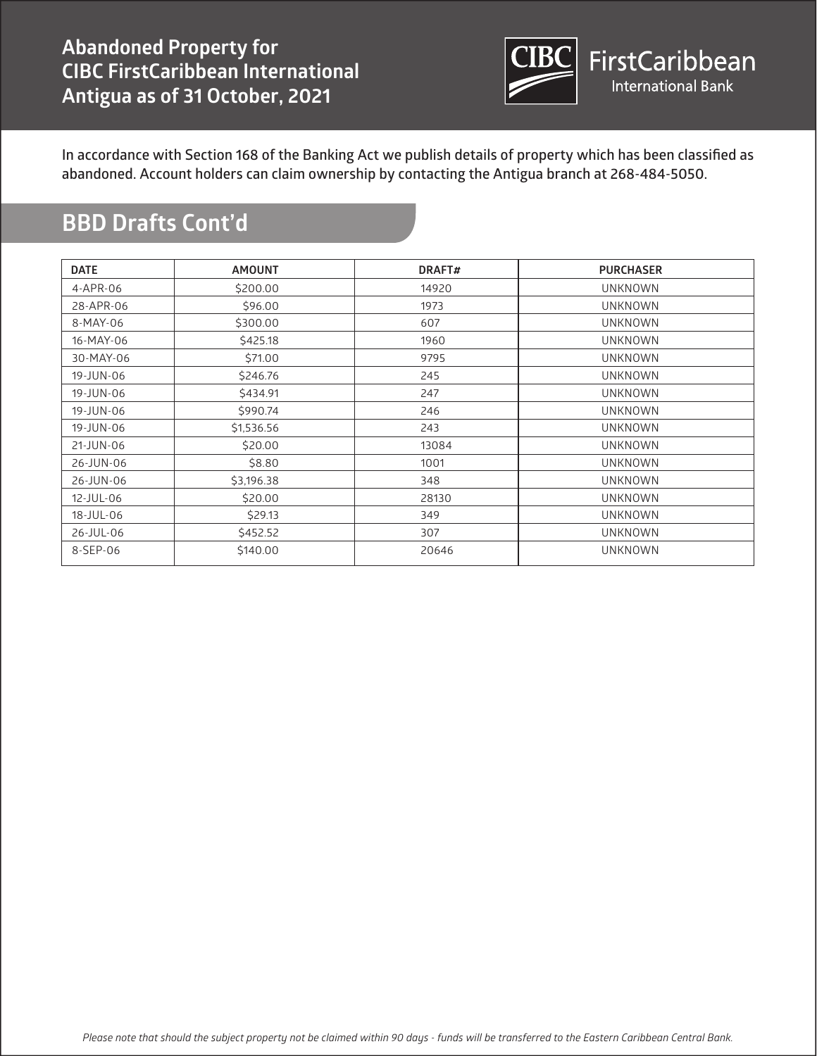# Abandoned Property for CIBC FirstCaribbean International Antigua as of 31 October, 2021

CIBC FirstCaribbean International Bank

In accordance with Section 168 of the Banking Act we publish details of property which has been classified as abandoned. Account holders can claim ownership by contacting the Antigua branch at 268-484-5050.

## BBD Drafts Cont'd

| DATE | AMOUNT | DRAFT# | PURCHASER |
|---|---|---|---|
| 4-APR-06 | $200.00 | 14920 | UNKNOWN |
| 28-APR-06 | $96.00 | 1973 | UNKNOWN |
| 8-MAY-06 | $300.00 | 607 | UNKNOWN |
| 16-MAY-06 | $425.18 | 1960 | UNKNOWN |
| 30-MAY-06 | $71.00 | 9795 | UNKNOWN |
| 19-JUN-06 | $246.76 | 245 | UNKNOWN |
| 19-JUN-06 | $434.91 | 247 | UNKNOWN |
| 19-JUN-06 | $990.74 | 246 | UNKNOWN |
| 19-JUN-06 | $1,536.56 | 243 | UNKNOWN |
| 21-JUN-06 | $20.00 | 13084 | UNKNOWN |
| 26-JUN-06 | $8.80 | 1001 | UNKNOWN |
| 26-JUN-06 | $3,196.38 | 348 | UNKNOWN |
| 12-JUL-06 | $20.00 | 28130 | UNKNOWN |
| 18-JUL-06 | $29.13 | 349 | UNKNOWN |
| 26-JUL-06 | $452.52 | 307 | UNKNOWN |
| 8-SEP-06 | $140.00 | 20646 | UNKNOWN |

*Please note that should the subject property not be claimed within 90 days - funds will be transferred to the Eastern Caribbean Central Bank.*